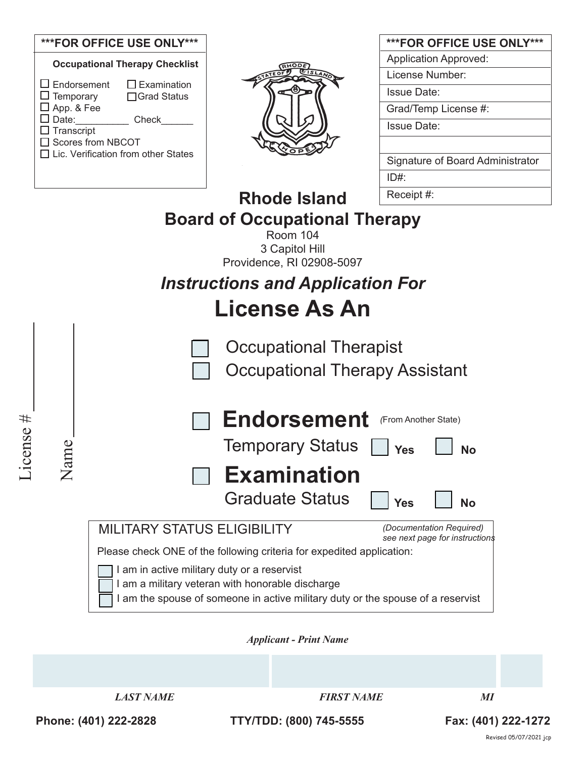**\*\*\*FOR OFFICE USE ONLY\*\*\***

**Occupational Therapy Checklist**

- ☐ Endorsement ☐ Examination
- ☐ Temporary ☐ Grad Status
- ☐ App. & Fee
- ☐ Date:__________ Check______
- ☐ Transcript
- ☐ Scores from NBCOT
- ☐ Lic. Verification from other States

**\*\*\*FOR OFFICE USE ONLY\*\*\***

| \*\*\*FOR OFFICE USE ONLY\*\*\* |
|---|
| Application Approved: |
| License Number: |
| Issue Date: |
| Grad/Temp License #: |
| Issue Date: |
| |
| Signature of Board Administrator |
| ID#: |
| Receipt #: |

# Rhode Island
# Board of Occupational Therapy

Room 104
3 Capitol Hill
Providence, RI 02908-5097

## *Instructions and Application For*
# License As An

- ☐ Occupational Therapist
- ☐ Occupational Therapy Assistant

License # ____________

Name ____________

☐ **Endorsement** *(From Another State)*

Temporary Status ☐ **Yes** ☐ **No**

☐ **Examination**

Graduate Status ☐ **Yes** ☐ **No**

MILITARY STATUS ELIGIBILITY *(Documentation Required) see next page for instructions*

Please check ONE of the following criteria for expedited application:

- ☐ I am in active military duty or a reservist
- ☐ I am a military veteran with honorable discharge
- ☐ I am the spouse of someone in active military duty or the spouse of a reservist

***Applicant - Print Name***

| | | |
|---|---|---|
| | | |
| ***LAST NAME*** | ***FIRST NAME*** | ***MI*** |

**Phone: (401) 222-2828** **TTY/TDD: (800) 745-5555** **Fax: (401) 222-1272**

Revised 05/07/2021 jcp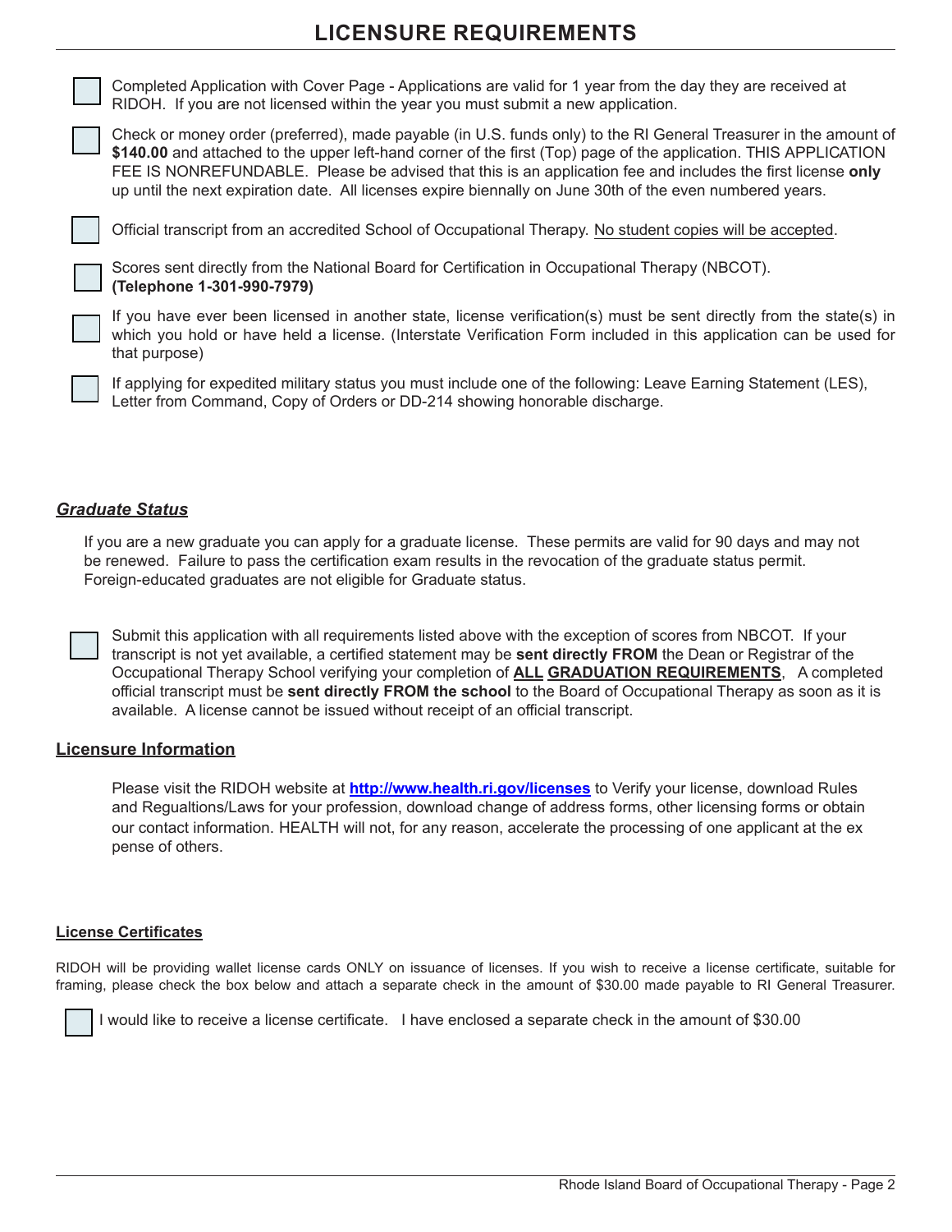# LICENSURE REQUIREMENTS

- [ ] Completed Application with Cover Page - Applications are valid for 1 year from the day they are received at RIDOH. If you are not licensed within the year you must submit a new application.
- [ ] Check or money order (preferred), made payable (in U.S. funds only) to the RI General Treasurer in the amount of **$140.00** and attached to the upper left-hand corner of the first (Top) page of the application. THIS APPLICATION FEE IS NONREFUNDABLE. Please be advised that this is an application fee and includes the first license **only** up until the next expiration date. All licenses expire biennally on June 30th of the even numbered years.
- [ ] Official transcript from an accredited School of Occupational Therapy. <u>No student copies will be accepted</u>.
- [ ] Scores sent directly from the National Board for Certification in Occupational Therapy (NBCOT). **(Telephone 1-301-990-7979)**
- [ ] If you have ever been licensed in another state, license verification(s) must be sent directly from the state(s) in which you hold or have held a license. (Interstate Verification Form included in this application can be used for that purpose)
- [ ] If applying for expedited military status you must include one of the following: Leave Earning Statement (LES), Letter from Command, Copy of Orders or DD-214 showing honorable discharge.

## ***Graduate Status***

If you are a new graduate you can apply for a graduate license. These permits are valid for 90 days and may not be renewed. Failure to pass the certification exam results in the revocation of the graduate status permit. Foreign-educated graduates are not eligible for Graduate status.

- [ ] Submit this application with all requirements listed above with the exception of scores from NBCOT. If your transcript is not yet available, a certified statement may be **sent directly FROM** the Dean or Registrar of the Occupational Therapy School verifying your completion of **<u>ALL GRADUATION REQUIREMENTS</u>**, A completed official transcript must be **sent directly FROM the school** to the Board of Occupational Therapy as soon as it is available. A license cannot be issued without receipt of an official transcript.

## Licensure Information

Please visit the RIDOH website at **http://www.health.ri.gov/licenses** to Verify your license, download Rules and Regualtions/Laws for your profession, download change of address forms, other licensing forms or obtain our contact information. HEALTH will not, for any reason, accelerate the processing of one applicant at the ex pense of others.

## License Certificates

RIDOH will be providing wallet license cards ONLY on issuance of licenses. If you wish to receive a license certificate, suitable for framing, please check the box below and attach a separate check in the amount of $30.00 made payable to RI General Treasurer.

- [ ] I would like to receive a license certificate. I have enclosed a separate check in the amount of $30.00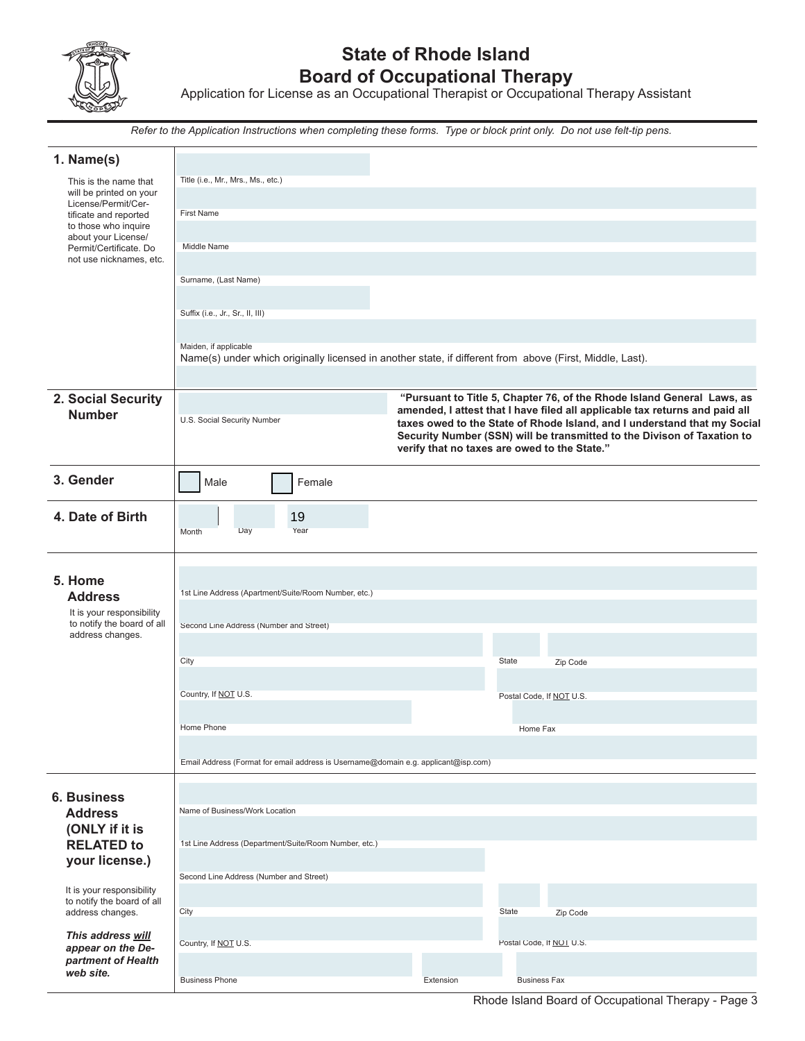# State of Rhode Island
# Board of Occupational Therapy

Application for License as an Occupational Therapist or Occupational Therapy Assistant

*Refer to the Application Instructions when completing these forms. Type or block print only. Do not use felt-tip pens.*

## 1. Name(s)

This is the name that will be printed on your License/Permit/Certificate and reported to those who inquire about your License/Permit/Certificate. Do not use nicknames, etc.

Title (i.e., Mr., Mrs., Ms., etc.)

First Name

Middle Name

Surname, (Last Name)

Suffix (i.e., Jr., Sr., II, III)

Maiden, if applicable

Name(s) under which originally licensed in another state, if different from above (First, Middle, Last).

## 2. Social Security Number

U.S. Social Security Number

**"Pursuant to Title 5, Chapter 76, of the Rhode Island General Laws, as amended, I attest that I have filed all applicable tax returns and paid all taxes owed to the State of Rhode Island, and I understand that my Social Security Number (SSN) will be transmitted to the Divison of Taxation to verify that no taxes are owed to the State."**

## 3. Gender

☐ Male ☐ Female

## 4. Date of Birth

Month Day Year 19

## 5. Home Address

It is your responsibility to notify the board of all address changes.

1st Line Address (Apartment/Suite/Room Number, etc.)

Second Line Address (Number and Street)

City | State | Zip Code

Country, If NOT U.S. | Postal Code, If NOT U.S.

Home Phone | Home Fax

Email Address (Format for email address is Username@domain e.g. applicant@isp.com)

## 6. Business Address (ONLY if it is RELATED to your license.)

It is your responsibility to notify the board of all address changes.

***This address will appear on the Department of Health web site.***

Name of Business/Work Location

1st Line Address (Department/Suite/Room Number, etc.)

Second Line Address (Number and Street)

City | State | Zip Code

Country, If NOT U.S. | Postal Code, If NOT U.S.

Business Phone | Extension | Business Fax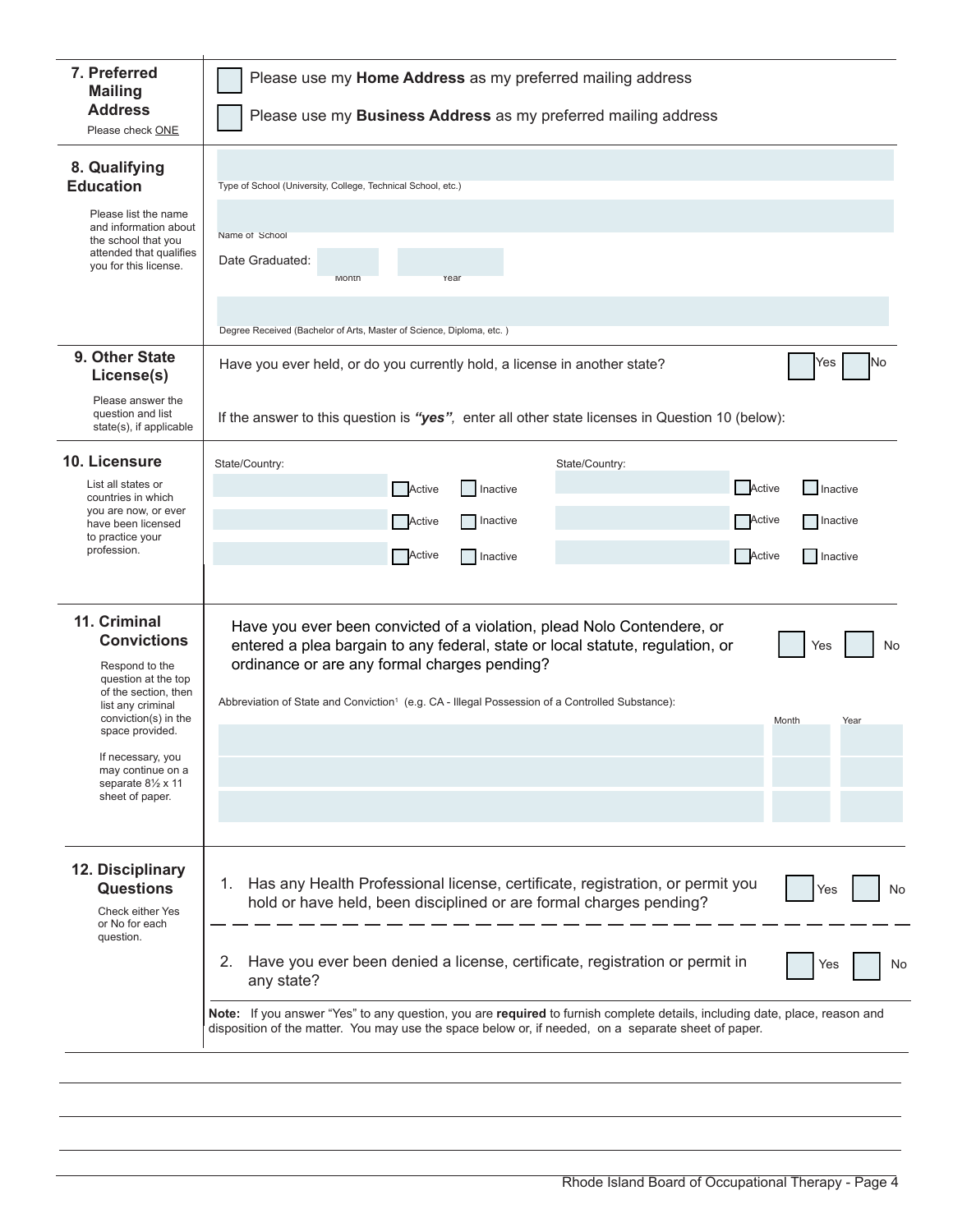## 7. Preferred Mailing Address

Please check ONE

☐ Please use my **Home Address** as my preferred mailing address

☐ Please use my **Business Address** as my preferred mailing address

## 8. Qualifying Education

Please list the name and information about the school that you attended that qualifies you for this license.

Type of School (University, College, Technical School, etc.)

Name of School

Date Graduated: Month Year

Degree Received (Bachelor of Arts, Master of Science, Diploma, etc. )

## 9. Other State License(s)

Please answer the question and list state(s), if applicable

Have you ever held, or do you currently hold, a license in another state? ☐ Yes ☐ No

If the answer to this question is ***"yes",*** enter all other state licenses in Question 10 (below):

## 10. Licensure

List all states or countries in which you are now, or ever have been licensed to practice your profession.

| State/Country: | | | State/Country: | | |
|---|---|---|---|---|---|
| | ☐ Active | ☐ Inactive | | ☐ Active | ☐ Inactive |
| | ☐ Active | ☐ Inactive | | ☐ Active | ☐ Inactive |
| | ☐ Active | ☐ Inactive | | ☐ Active | ☐ Inactive |

## 11. Criminal Convictions

Respond to the question at the top of the section, then list any criminal conviction(s) in the space provided.

If necessary, you may continue on a separate 8½ x 11 sheet of paper.

Have you ever been convicted of a violation, plead Nolo Contendere, or entered a plea bargain to any federal, state or local statute, regulation, or ordinance or are any formal charges pending? ☐ Yes ☐ No

| Abbreviation of State and Conviction[1] (e.g. CA - Illegal Possession of a Controlled Substance): | Month | Year |
|---|---|---|
| | | |
| | | |
| | | |

## 12. Disciplinary Questions

Check either Yes or No for each question.

1. Has any Health Professional license, certificate, registration, or permit you hold or have held, been disciplined or are formal charges pending? ☐ Yes ☐ No

2. Have you ever been denied a license, certificate, registration or permit in any state? ☐ Yes ☐ No

**Note:** If you answer "Yes" to any question, you are **required** to furnish complete details, including date, place, reason and disposition of the matter. You may use the space below or, if needed, on a separate sheet of paper.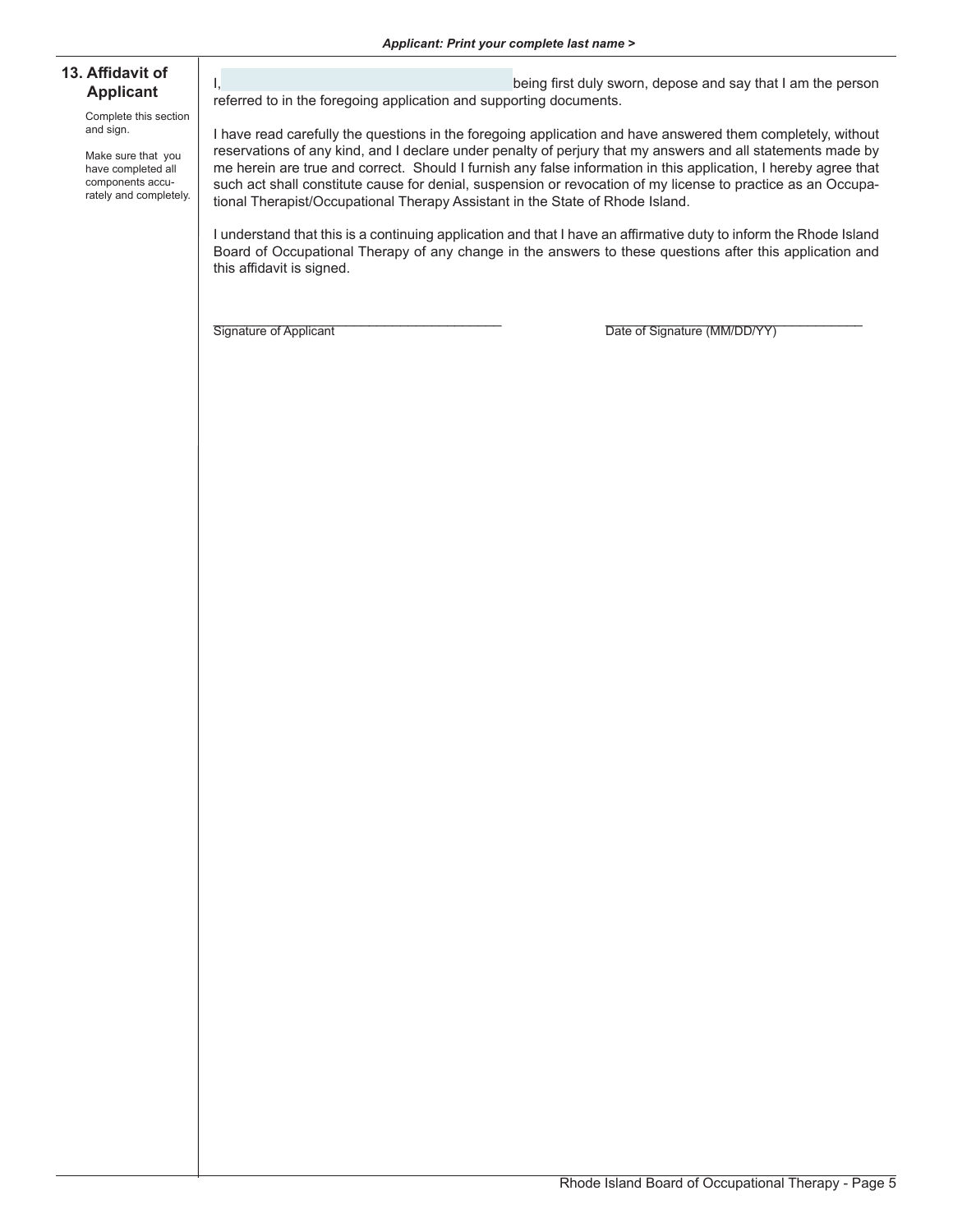*Applicant: Print your complete last name >*

## 13. Affidavit of Applicant

Complete this section and sign.

Make sure that you have completed all components accurately and completely.

I, ______________________________ being first duly sworn, depose and say that I am the person referred to in the foregoing application and supporting documents.

I have read carefully the questions in the foregoing application and have answered them completely, without reservations of any kind, and I declare under penalty of perjury that my answers and all statements made by me herein are true and correct. Should I furnish any false information in this application, I hereby agree that such act shall constitute cause for denial, suspension or revocation of my license to practice as an Occupational Therapist/Occupational Therapy Assistant in the State of Rhode Island.

I understand that this is a continuing application and that I have an affirmative duty to inform the Rhode Island Board of Occupational Therapy of any change in the answers to these questions after this application and this affidavit is signed.

______________________________  
Signature of Applicant

______________________________  
Date of Signature (MM/DD/YY)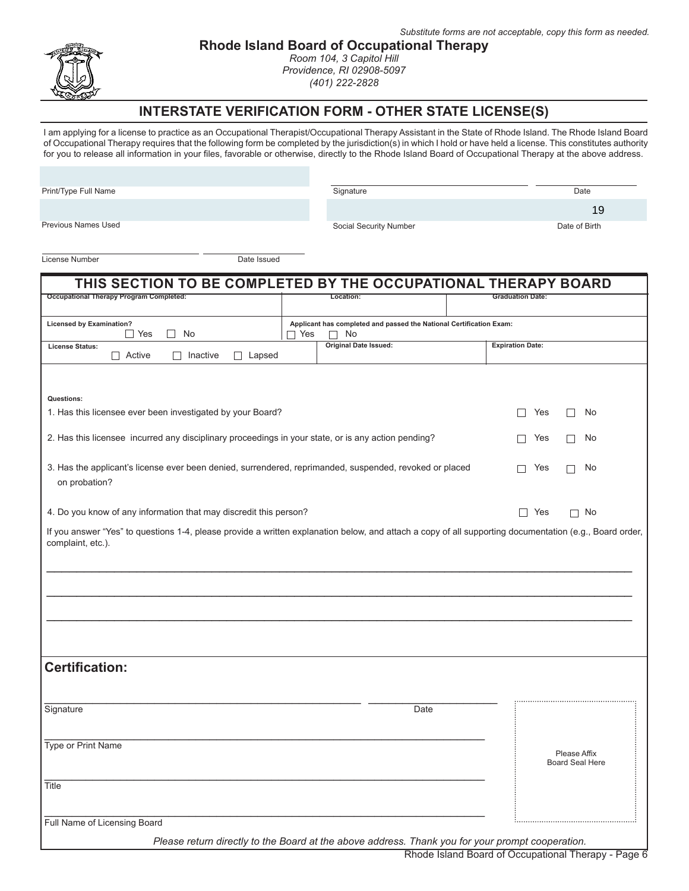*Substitute forms are not acceptable, copy this form as needed.*

**Rhode Island Board of Occupational Therapy**

*Room 104, 3 Capitol Hill*
*Providence, RI 02908-5097*
*(401) 222-2828*

## INTERSTATE VERIFICATION FORM - OTHER STATE LICENSE(S)

I am applying for a license to practice as an Occupational Therapist/Occupational Therapy Assistant in the State of Rhode Island. The Rhode Island Board of Occupational Therapy requires that the following form be completed by the jurisdiction(s) in which I hold or have held a license. This constitutes authority for you to release all information in your files, favorable or otherwise, directly to the Rhode Island Board of Occupational Therapy at the above address.

| | | |
|---|---|---|
| Print/Type Full Name | Signature | Date |
| Previous Names Used | Social Security Number | Date of Birth: 19 |
| License Number | Date Issued | |

## THIS SECTION TO BE COMPLETED BY THE OCCUPATIONAL THERAPY BOARD

| | | |
|---|---|---|
| **Occupational Therapy Program Completed:** | **Location:** | **Graduation Date:** |
| **Licensed by Examination?** ☐ Yes ☐ No | **Applicant has completed and passed the National Certification Exam:** ☐ Yes ☐ No | |
| **License Status:** ☐ Active ☐ Inactive ☐ Lapsed | **Original Date Issued:** | **Expiration Date:** |

**Questions:**

1. Has this licensee ever been investigated by your Board? ☐ Yes ☐ No
2. Has this licensee incurred any disciplinary proceedings in your state, or is any action pending? ☐ Yes ☐ No
3. Has the applicant's license ever been denied, surrendered, reprimanded, suspended, revoked or placed on probation? ☐ Yes ☐ No
4. Do you know of any information that may discredit this person? ☐ Yes ☐ No

If you answer "Yes" to questions 1-4, please provide a written explanation below, and attach a copy of all supporting documentation (e.g., Board order, complaint, etc.).

______________________________________________________________________

______________________________________________________________________

______________________________________________________________________

### Certification:

Signature ______________________ Date ______________

Type or Print Name ______________________

Title ______________________

Full Name of Licensing Board ______________________

Please Affix Board Seal Here

*Please return directly to the Board at the above address. Thank you for your prompt cooperation.*